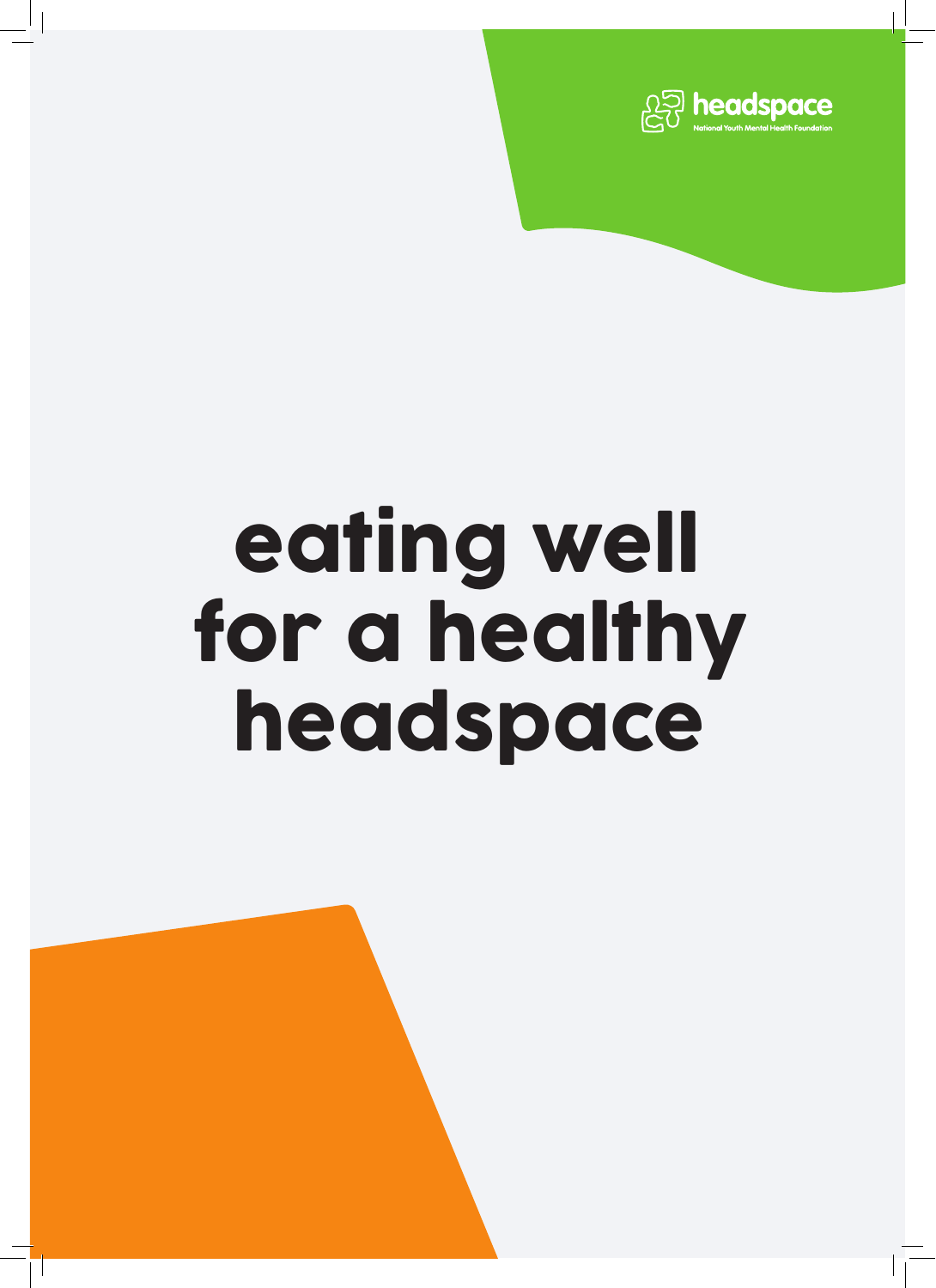headspace

National Youth Mental Health Foundation

# eating well for a healthy headspace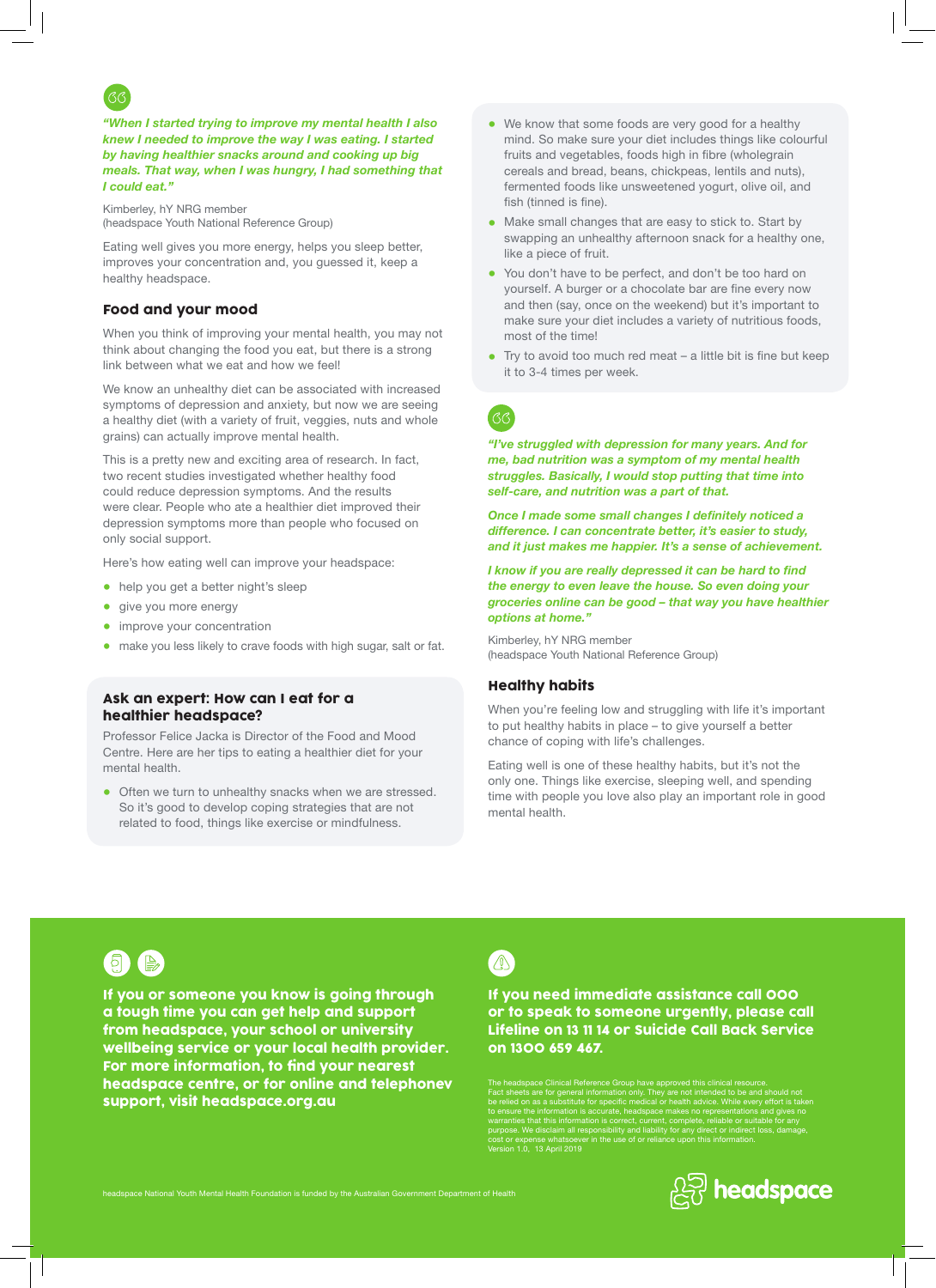*"When I started trying to improve my mental health I also knew I needed to improve the way I was eating. I started by having healthier snacks around and cooking up big meals. That way, when I was hungry, I had something that I could eat."*

Kimberley, hY NRG member
(headspace Youth National Reference Group)

Eating well gives you more energy, helps you sleep better, improves your concentration and, you guessed it, keep a healthy headspace.

## Food and your mood

When you think of improving your mental health, you may not think about changing the food you eat, but there is a strong link between what we eat and how we feel!

We know an unhealthy diet can be associated with increased symptoms of depression and anxiety, but now we are seeing a healthy diet (with a variety of fruit, veggies, nuts and whole grains) can actually improve mental health.

This is a pretty new and exciting area of research. In fact, two recent studies investigated whether healthy food could reduce depression symptoms. And the results were clear. People who ate a healthier diet improved their depression symptoms more than people who focused on only social support.

Here's how eating well can improve your headspace:

- help you get a better night's sleep
- give you more energy
- improve your concentration
- make you less likely to crave foods with high sugar, salt or fat.

### Ask an expert: How can I eat for a healthier headspace?

Professor Felice Jacka is Director of the Food and Mood Centre. Here are her tips to eating a healthier diet for your mental health.

- Often we turn to unhealthy snacks when we are stressed. So it's good to develop coping strategies that are not related to food, things like exercise or mindfulness.
- We know that some foods are very good for a healthy mind. So make sure your diet includes things like colourful fruits and vegetables, foods high in fibre (wholegrain cereals and bread, beans, chickpeas, lentils and nuts), fermented foods like unsweetened yogurt, olive oil, and fish (tinned is fine).
- Make small changes that are easy to stick to. Start by swapping an unhealthy afternoon snack for a healthy one, like a piece of fruit.
- You don't have to be perfect, and don't be too hard on yourself. A burger or a chocolate bar are fine every now and then (say, once on the weekend) but it's important to make sure your diet includes a variety of nutritious foods, most of the time!
- Try to avoid too much red meat – a little bit is fine but keep it to 3-4 times per week.

*"I've struggled with depression for many years. And for me, bad nutrition was a symptom of my mental health struggles. Basically, I would stop putting that time into self-care, and nutrition was a part of that.*

*Once I made some small changes I definitely noticed a difference. I can concentrate better, it's easier to study, and it just makes me happier. It's a sense of achievement.*

*I know if you are really depressed it can be hard to find the energy to even leave the house. So even doing your groceries online can be good – that way you have healthier options at home."*

Kimberley, hY NRG member
(headspace Youth National Reference Group)

## Healthy habits

When you're feeling low and struggling with life it's important to put healthy habits in place – to give yourself a better chance of coping with life's challenges.

Eating well is one of these healthy habits, but it's not the only one. Things like exercise, sleeping well, and spending time with people you love also play an important role in good mental health.

**If you or someone you know is going through a tough time you can get help and support from headspace, your school or university wellbeing service or your local health provider. For more information, to find your nearest headspace centre, or for online and telephonev support, visit headspace.org.au**

**If you need immediate assistance call 000 or to speak to someone urgently, please call Lifeline on 13 11 14 or Suicide Call Back Service on 1300 659 467.**

The headspace Clinical Reference Group have approved this clinical resource. Fact sheets are for general information only. They are not intended to be and should not be relied on as a substitute for specific medical or health advice. While every effort is taken to ensure the information is accurate, headspace makes no representations and gives no warranties that this information is correct, current, complete, reliable or suitable for any purpose. We disclaim all responsibility and liability for any direct or indirect loss, damage, cost or expense whatsoever in the use of or reliance upon this information.
Version 1.0, 13 April 2019

headspace National Youth Mental Health Foundation is funded by the Australian Government Department of Health